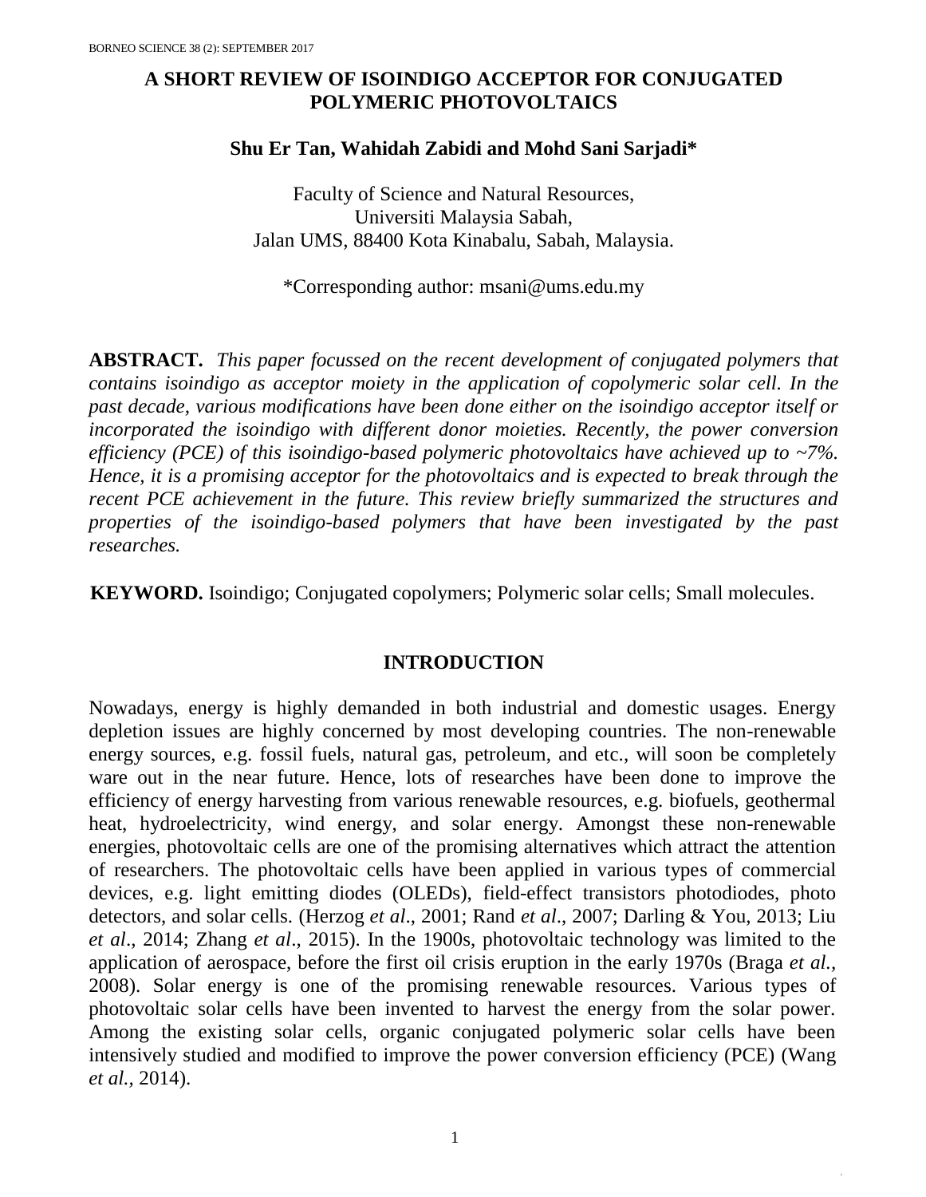# A SHORT REVIEW OF ISOINDIGO ACCEPTOR FOR CONJUGATED POLYMERIC PHOTOVOLTAICS

**Shu Er Tan, Wahidah Zabidi and Mohd Sani Sarjadi***

Faculty of Science and Natural Resources,
Universiti Malaysia Sabah,
Jalan UMS, 88400 Kota Kinabalu, Sabah, Malaysia.

*Corresponding author: msani@ums.edu.my

**ABSTRACT.** *This paper focussed on the recent development of conjugated polymers that contains isoindigo as acceptor moiety in the application of copolymeric solar cell. In the past decade, various modifications have been done either on the isoindigo acceptor itself or incorporated the isoindigo with different donor moieties. Recently, the power conversion efficiency (PCE) of this isoindigo-based polymeric photovoltaics have achieved up to ~7%. Hence, it is a promising acceptor for the photovoltaics and is expected to break through the recent PCE achievement in the future. This review briefly summarized the structures and properties of the isoindigo-based polymers that have been investigated by the past researches.*

**KEYWORD.** Isoindigo; Conjugated copolymers; Polymeric solar cells; Small molecules.

## INTRODUCTION

Nowadays, energy is highly demanded in both industrial and domestic usages. Energy depletion issues are highly concerned by most developing countries. The non-renewable energy sources, e.g. fossil fuels, natural gas, petroleum, and etc., will soon be completely ware out in the near future. Hence, lots of researches have been done to improve the efficiency of energy harvesting from various renewable resources, e.g. biofuels, geothermal heat, hydroelectricity, wind energy, and solar energy. Amongst these non-renewable energies, photovoltaic cells are one of the promising alternatives which attract the attention of researchers. The photovoltaic cells have been applied in various types of commercial devices, e.g. light emitting diodes (OLEDs), field-effect transistors photodiodes, photo detectors, and solar cells. (Herzog *et al*., 2001; Rand *et al*., 2007; Darling & You, 2013; Liu *et al*., 2014; Zhang *et al*., 2015). In the 1900s, photovoltaic technology was limited to the application of aerospace, before the first oil crisis eruption in the early 1970s (Braga *et al.*, 2008). Solar energy is one of the promising renewable resources. Various types of photovoltaic solar cells have been invented to harvest the energy from the solar power. Among the existing solar cells, organic conjugated polymeric solar cells have been intensively studied and modified to improve the power conversion efficiency (PCE) (Wang *et al.*, 2014).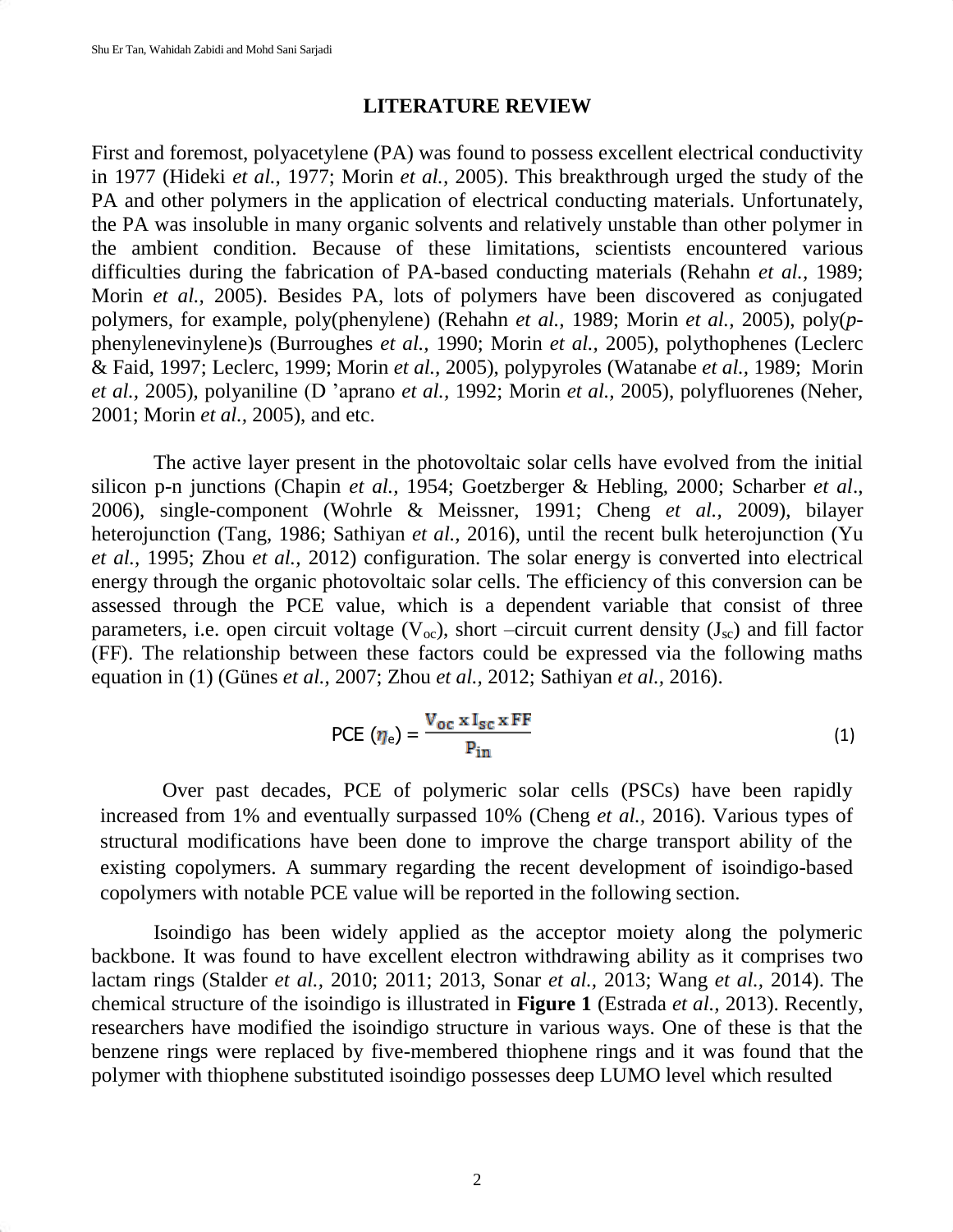## LITERATURE REVIEW

First and foremost, polyacetylene (PA) was found to possess excellent electrical conductivity in 1977 (Hideki *et al.,* 1977; Morin *et al.,* 2005). This breakthrough urged the study of the PA and other polymers in the application of electrical conducting materials. Unfortunately, the PA was insoluble in many organic solvents and relatively unstable than other polymer in the ambient condition. Because of these limitations, scientists encountered various difficulties during the fabrication of PA-based conducting materials (Rehahn *et al.,* 1989; Morin *et al.,* 2005). Besides PA, lots of polymers have been discovered as conjugated polymers, for example, poly(phenylene) (Rehahn *et al.,* 1989; Morin *et al.,* 2005), poly(*p*-phenylenevinylene)s (Burroughes *et al.,* 1990; Morin *et al.,* 2005), polythophenes (Leclerc & Faid, 1997; Leclerc, 1999; Morin *et al.,* 2005), polypyroles (Watanabe *et al.,* 1989; Morin *et al.,* 2005), polyaniline (D 'aprano *et al.,* 1992; Morin *et al.,* 2005), polyfluorenes (Neher, 2001; Morin *et al.,* 2005), and etc.

The active layer present in the photovoltaic solar cells have evolved from the initial silicon p-n junctions (Chapin *et al.,* 1954; Goetzberger & Hebling, 2000; Scharber *et al.,* 2006), single-component (Wohrle & Meissner, 1991; Cheng *et al.,* 2009), bilayer heterojunction (Tang, 1986; Sathiyan *et al.,* 2016), until the recent bulk heterojunction (Yu *et al.,* 1995; Zhou *et al.,* 2012) configuration. The solar energy is converted into electrical energy through the organic photovoltaic solar cells. The efficiency of this conversion can be assessed through the PCE value, which is a dependent variable that consist of three parameters, i.e. open circuit voltage ($V_{oc}$), short –circuit current density ($J_{sc}$) and fill factor (FF). The relationship between these factors could be expressed via the following maths equation in (1) (Günes *et al.,* 2007; Zhou *et al.,* 2012; Sathiyan *et al.,* 2016).

$$\text{PCE } (\eta_e) = \frac{V_{oc} \times I_{sc} \times FF}{P_{in}} \qquad (1)$$

Over past decades, PCE of polymeric solar cells (PSCs) have been rapidly increased from 1% and eventually surpassed 10% (Cheng *et al.,* 2016). Various types of structural modifications have been done to improve the charge transport ability of the existing copolymers. A summary regarding the recent development of isoindigo-based copolymers with notable PCE value will be reported in the following section.

Isoindigo has been widely applied as the acceptor moiety along the polymeric backbone. It was found to have excellent electron withdrawing ability as it comprises two lactam rings (Stalder *et al.,* 2010; 2011; 2013, Sonar *et al.,* 2013; Wang *et al.,* 2014). The chemical structure of the isoindigo is illustrated in **Figure 1** (Estrada *et al.,* 2013). Recently, researchers have modified the isoindigo structure in various ways. One of these is that the benzene rings were replaced by five-membered thiophene rings and it was found that the polymer with thiophene substituted isoindigo possesses deep LUMO level which resulted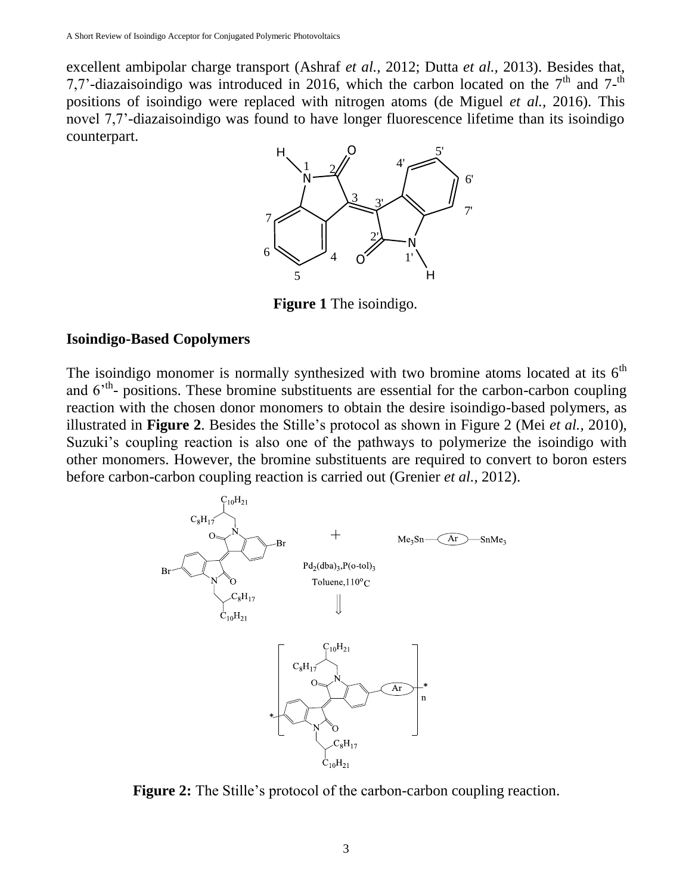excellent ambipolar charge transport (Ashraf *et al.*, 2012; Dutta *et al.*, 2013). Besides that, 7,7'-diazaisoindigo was introduced in 2016, which the carbon located on the 7th and 7-th positions of isoindigo were replaced with nitrogen atoms (de Miguel *et al.*, 2016). This novel 7,7'-diazaisoindigo was found to have longer fluorescence lifetime than its isoindigo counterpart.

**Figure 1** The isoindigo.

## Isoindigo-Based Copolymers

The isoindigo monomer is normally synthesized with two bromine atoms located at its 6th and 6'th- positions. These bromine substituents are essential for the carbon-carbon coupling reaction with the chosen donor monomers to obtain the desire isoindigo-based polymers, as illustrated in **Figure 2**. Besides the Stille's protocol as shown in Figure 2 (Mei *et al.*, 2010), Suzuki's coupling reaction is also one of the pathways to polymerize the isoindigo with other monomers. However, the bromine substituents are required to convert to boron esters before carbon-carbon coupling reaction is carried out (Grenier *et al.*, 2012).

**Figure 2:** The Stille's protocol of the carbon-carbon coupling reaction.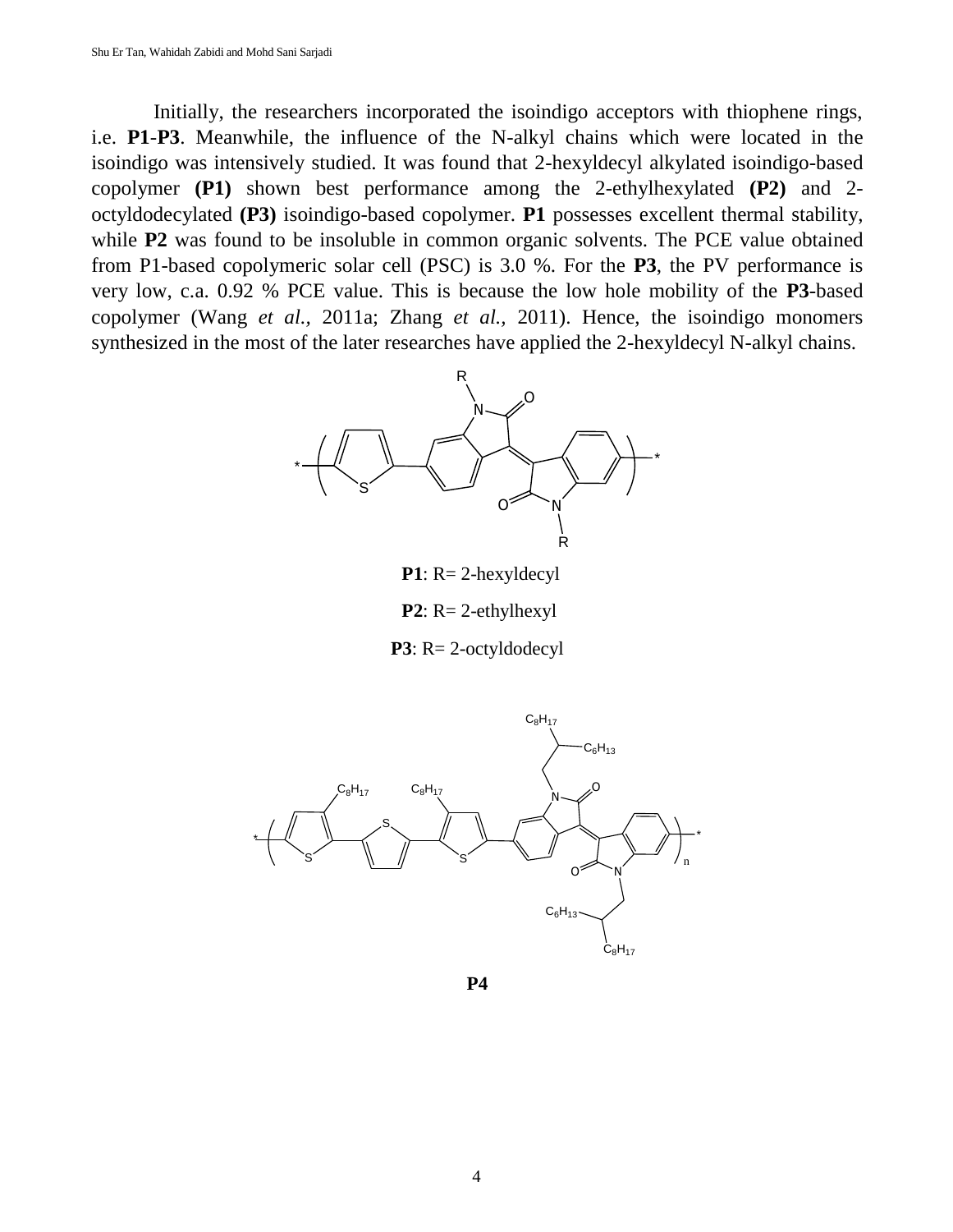Initially, the researchers incorporated the isoindigo acceptors with thiophene rings, i.e. **P1**-**P3**. Meanwhile, the influence of the N-alkyl chains which were located in the isoindigo was intensively studied. It was found that 2-hexyldecyl alkylated isoindigo-based copolymer **(P1)** shown best performance among the 2-ethylhexylated **(P2)** and 2-octyldodecylated **(P3)** isoindigo-based copolymer. **P1** possesses excellent thermal stability, while **P2** was found to be insoluble in common organic solvents. The PCE value obtained from P1-based copolymeric solar cell (PSC) is 3.0 %. For the **P3**, the PV performance is very low, c.a. 0.92 % PCE value. This is because the low hole mobility of the **P3**-based copolymer (Wang *et al.*, 2011a; Zhang *et al.*, 2011). Hence, the isoindigo monomers synthesized in the most of the later researches have applied the 2-hexyldecyl N-alkyl chains.

**P1**: R= 2-hexyldecyl

**P2**: R= 2-ethylhexyl

**P3**: R= 2-octyldodecyl

**P4**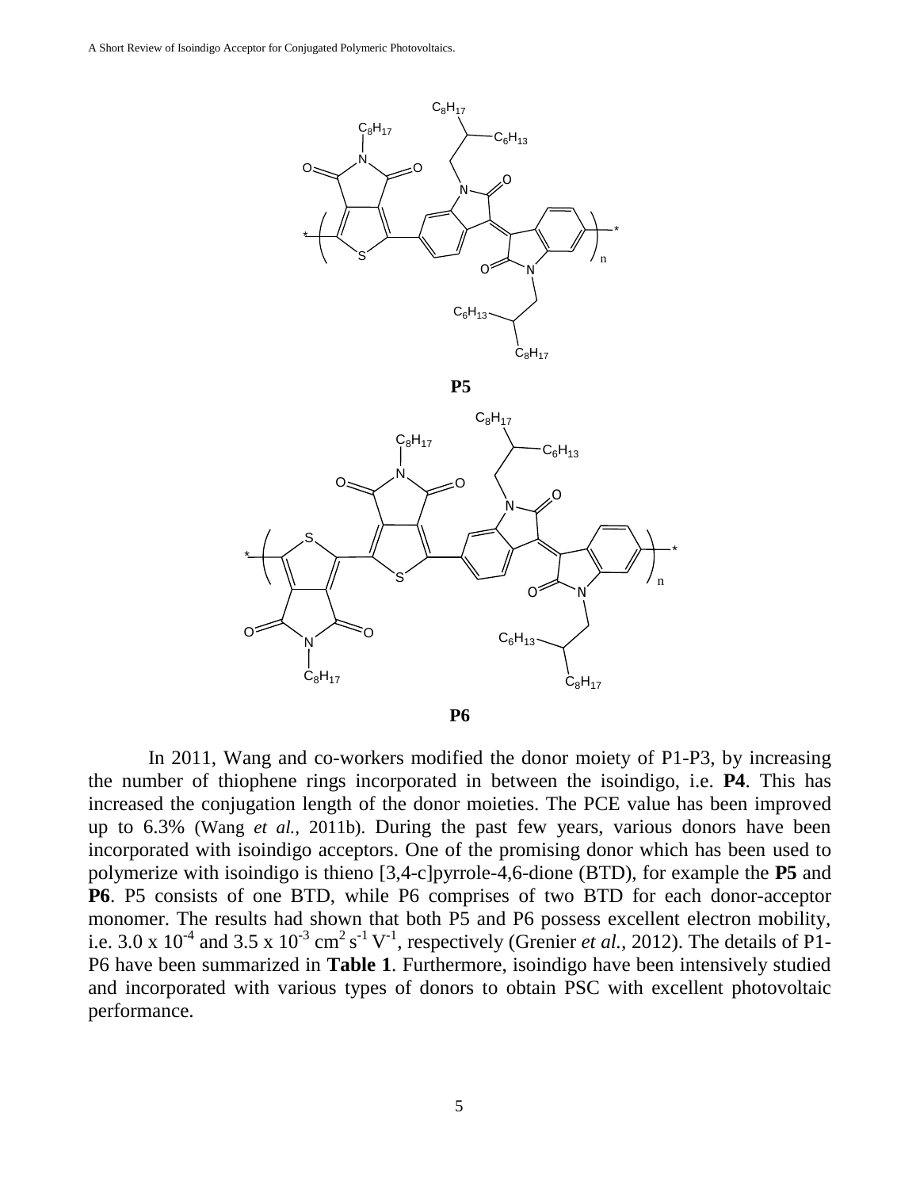**P5**

**P6**

In 2011, Wang and co-workers modified the donor moiety of P1-P3, by increasing the number of thiophene rings incorporated in between the isoindigo, i.e. **P4**. This has increased the conjugation length of the donor moieties. The PCE value has been improved up to 6.3% (Wang *et al.*, 2011b). During the past few years, various donors have been incorporated with isoindigo acceptors. One of the promising donor which has been used to polymerize with isoindigo is thieno [3,4-c]pyrrole-4,6-dione (BTD), for example the **P5** and **P6**. P5 consists of one BTD, while P6 comprises of two BTD for each donor-acceptor monomer. The results had shown that both P5 and P6 possess excellent electron mobility, i.e. $3.0 \times 10^{-4}$ and $3.5 \times 10^{-3}$ $cm^2\,s^{-1}\,V^{-1}$, respectively (Grenier *et al.*, 2012). The details of P1-P6 have been summarized in **Table 1**. Furthermore, isoindigo have been intensively studied and incorporated with various types of donors to obtain PSC with excellent photovoltaic performance.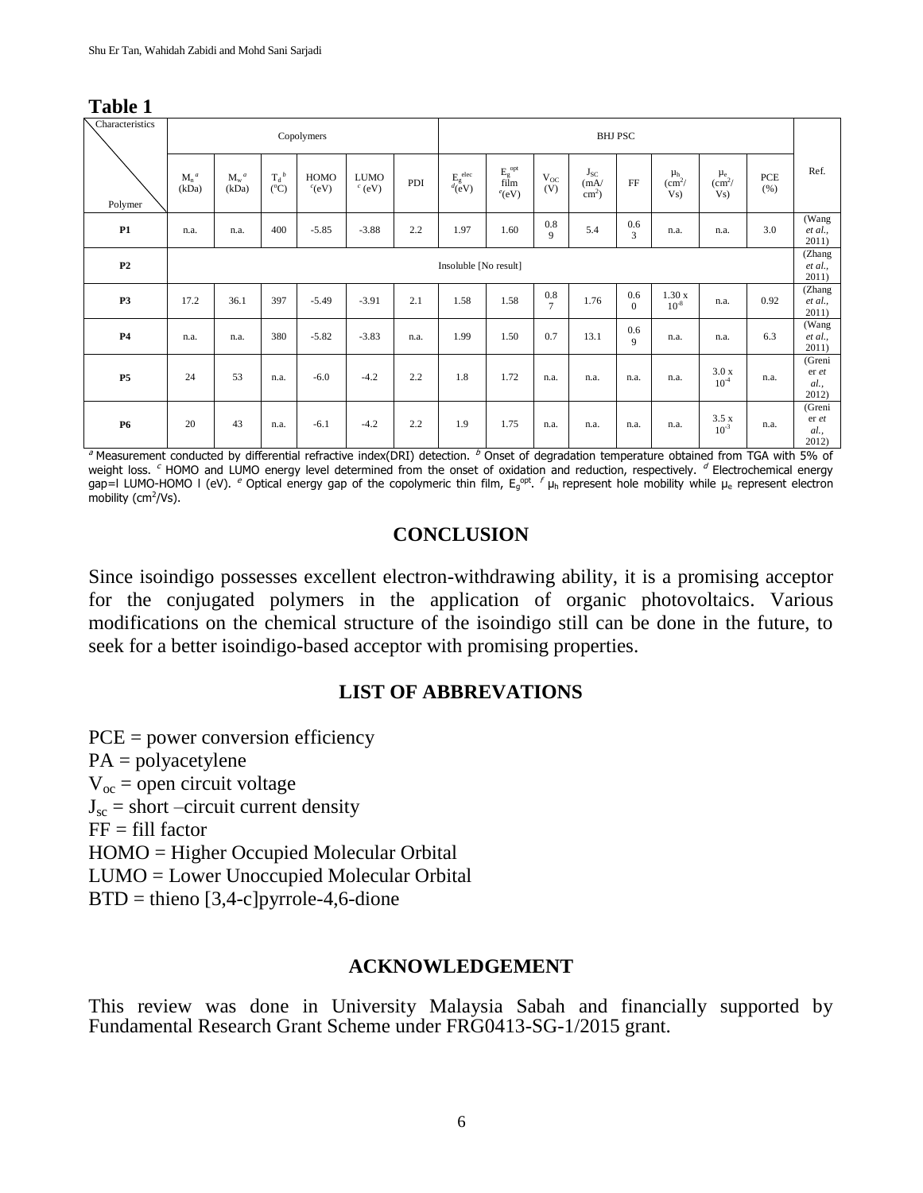**Table 1**

| Characteristics / Polymer | Copolymers | | | | | | BHJ PSC | | | | | | | | Ref. |
|---|---|---|---|---|---|---|---|---|---|---|---|---|---|---|---|
| | $M_n$ [a] (kDa) | $M_w$ [a] (kDa) | $T_d$ [b] (°C) | HOMO [c] (eV) | LUMO [c] (eV) | PDI | $E_g^{elec}$ [d] (eV) | $E_g^{opt}$ film [e] (eV) | $V_{OC}$ (V) | $J_{SC}$ (mA/cm$^2$) | FF | $\mu_h$ (cm$^2$/Vs) | $\mu_e$ (cm$^2$/Vs) | PCE (%) | |
| **P1** | n.a. | n.a. | 400 | -5.85 | -3.88 | 2.2 | 1.97 | 1.60 | 0.89 | 5.4 | 0.63 | n.a. | n.a. | 3.0 | (Wang *et al.*, 2011) |
| **P2** | Insoluble [No result] | | | | | | | | | | | | | | (Zhang *et al.*, 2011) |
| **P3** | 17.2 | 36.1 | 397 | -5.49 | -3.91 | 2.1 | 1.58 | 1.58 | 0.87 | 1.76 | 0.60 | 1.30 x $10^{-8}$ | n.a. | 0.92 | (Zhang *et al.*, 2011) |
| **P4** | n.a. | n.a. | 380 | -5.82 | -3.83 | n.a. | 1.99 | 1.50 | 0.7 | 13.1 | 0.69 | n.a. | n.a. | 6.3 | (Wang *et al.*, 2011) |
| **P5** | 24 | 53 | n.a. | -6.0 | -4.2 | 2.2 | 1.8 | 1.72 | n.a. | n.a. | n.a. | n.a. | 3.0 x $10^{-4}$ | n.a. | (Grenier *et al.*, 2012) |
| **P6** | 20 | 43 | n.a. | -6.1 | -4.2 | 2.2 | 1.9 | 1.75 | n.a. | n.a. | n.a. | n.a. | 3.5 x $10^{-3}$ | n.a. | (Grenier *et al.*, 2012) |

[a] Measurement conducted by differential refractive index(DRI) detection. [b] Onset of degradation temperature obtained from TGA with 5% of weight loss. [c] HOMO and LUMO energy level determined from the onset of oxidation and reduction, respectively. [d] Electrochemical energy gap=l LUMO-HOMO l (eV). [e] Optical energy gap of the copolymeric thin film, $E_g^{opt}$. [f] $\mu_h$ represent hole mobility while $\mu_e$ represent electron mobility (cm$^2$/Vs).

## CONCLUSION

Since isoindigo possesses excellent electron-withdrawing ability, it is a promising acceptor for the conjugated polymers in the application of organic photovoltaics. Various modifications on the chemical structure of the isoindigo still can be done in the future, to seek for a better isoindigo-based acceptor with promising properties.

## LIST OF ABBREVATIONS

PCE = power conversion efficiency
PA = polyacetylene
$V_{oc}$ = open circuit voltage
$J_{sc}$ = short –circuit current density
FF = fill factor
HOMO = Higher Occupied Molecular Orbital
LUMO = Lower Unoccupied Molecular Orbital
BTD = thieno [3,4-c]pyrrole-4,6-dione

## ACKNOWLEDGEMENT

This review was done in University Malaysia Sabah and financially supported by Fundamental Research Grant Scheme under FRG0413-SG-1/2015 grant.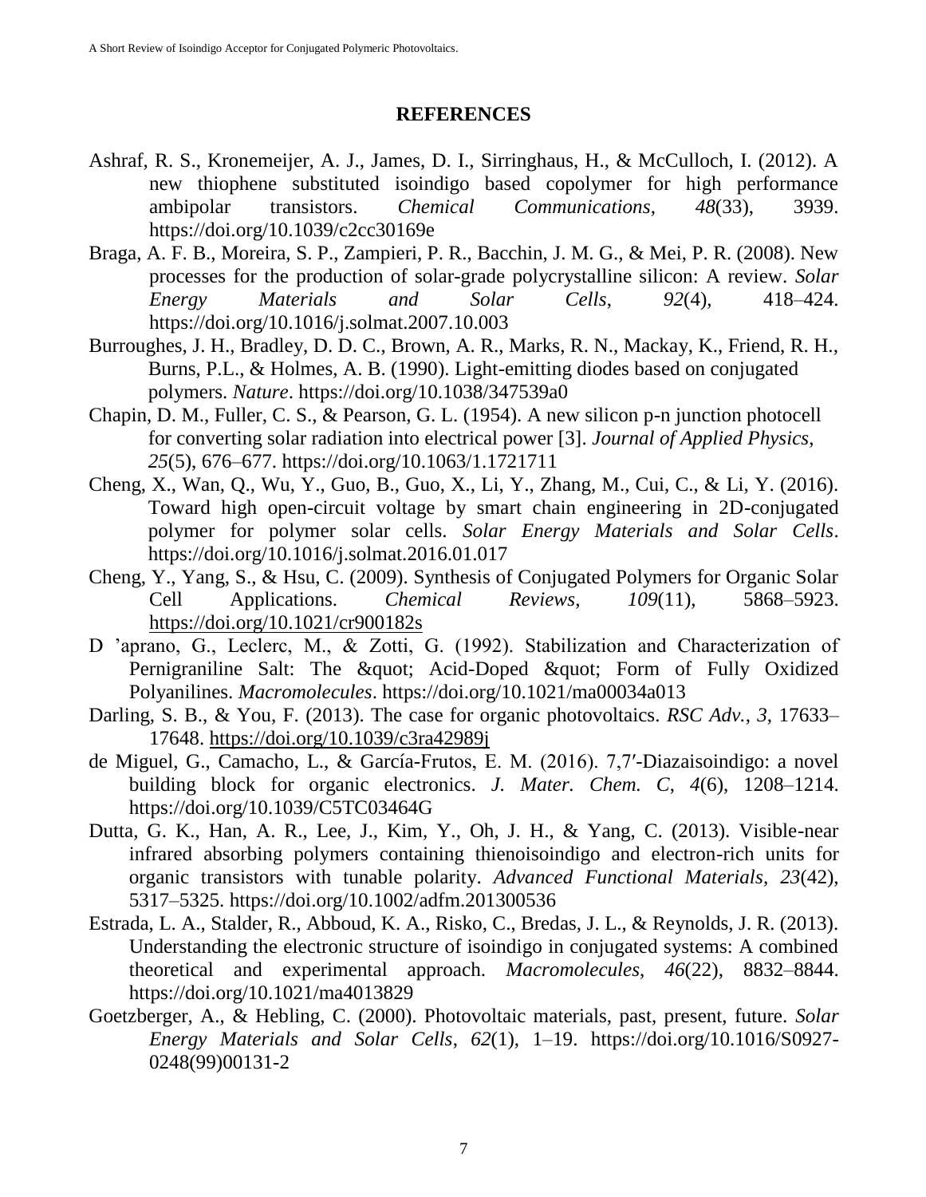## REFERENCES

Ashraf, R. S., Kronemeijer, A. J., James, D. I., Sirringhaus, H., & McCulloch, I. (2012). A new thiophene substituted isoindigo based copolymer for high performance ambipolar transistors. *Chemical Communications*, *48*(33), 3939. https://doi.org/10.1039/c2cc30169e

Braga, A. F. B., Moreira, S. P., Zampieri, P. R., Bacchin, J. M. G., & Mei, P. R. (2008). New processes for the production of solar-grade polycrystalline silicon: A review. *Solar Energy Materials and Solar Cells*, *92*(4), 418–424. https://doi.org/10.1016/j.solmat.2007.10.003

Burroughes, J. H., Bradley, D. D. C., Brown, A. R., Marks, R. N., Mackay, K., Friend, R. H., Burns, P.L., & Holmes, A. B. (1990). Light-emitting diodes based on conjugated polymers. *Nature*. https://doi.org/10.1038/347539a0

Chapin, D. M., Fuller, C. S., & Pearson, G. L. (1954). A new silicon p-n junction photocell for converting solar radiation into electrical power [3]. *Journal of Applied Physics*, *25*(5), 676–677. https://doi.org/10.1063/1.1721711

Cheng, X., Wan, Q., Wu, Y., Guo, B., Guo, X., Li, Y., Zhang, M., Cui, C., & Li, Y. (2016). Toward high open-circuit voltage by smart chain engineering in 2D-conjugated polymer for polymer solar cells. *Solar Energy Materials and Solar Cells*. https://doi.org/10.1016/j.solmat.2016.01.017

Cheng, Y., Yang, S., & Hsu, C. (2009). Synthesis of Conjugated Polymers for Organic Solar Cell Applications. *Chemical Reviews*, *109*(11), 5868–5923. https://doi.org/10.1021/cr900182s

D 'aprano, G., Leclerc, M., & Zotti, G. (1992). Stabilization and Characterization of Pernigraniline Salt: The &quot; Acid-Doped &quot; Form of Fully Oxidized Polyanilines. *Macromolecules*. https://doi.org/10.1021/ma00034a013

Darling, S. B., & You, F. (2013). The case for organic photovoltaics. *RSC Adv.*, *3*, 17633–17648. https://doi.org/10.1039/c3ra42989j

de Miguel, G., Camacho, L., & García-Frutos, E. M. (2016). 7,7′-Diazaisoindigo: a novel building block for organic electronics. *J. Mater. Chem. C*, *4*(6), 1208–1214. https://doi.org/10.1039/C5TC03464G

Dutta, G. K., Han, A. R., Lee, J., Kim, Y., Oh, J. H., & Yang, C. (2013). Visible-near infrared absorbing polymers containing thienoisoindigo and electron-rich units for organic transistors with tunable polarity. *Advanced Functional Materials*, *23*(42), 5317–5325. https://doi.org/10.1002/adfm.201300536

Estrada, L. A., Stalder, R., Abboud, K. A., Risko, C., Bredas, J. L., & Reynolds, J. R. (2013). Understanding the electronic structure of isoindigo in conjugated systems: A combined theoretical and experimental approach. *Macromolecules*, *46*(22), 8832–8844. https://doi.org/10.1021/ma4013829

Goetzberger, A., & Hebling, C. (2000). Photovoltaic materials, past, present, future. *Solar Energy Materials and Solar Cells*, *62*(1), 1–19. https://doi.org/10.1016/S0927-0248(99)00131-2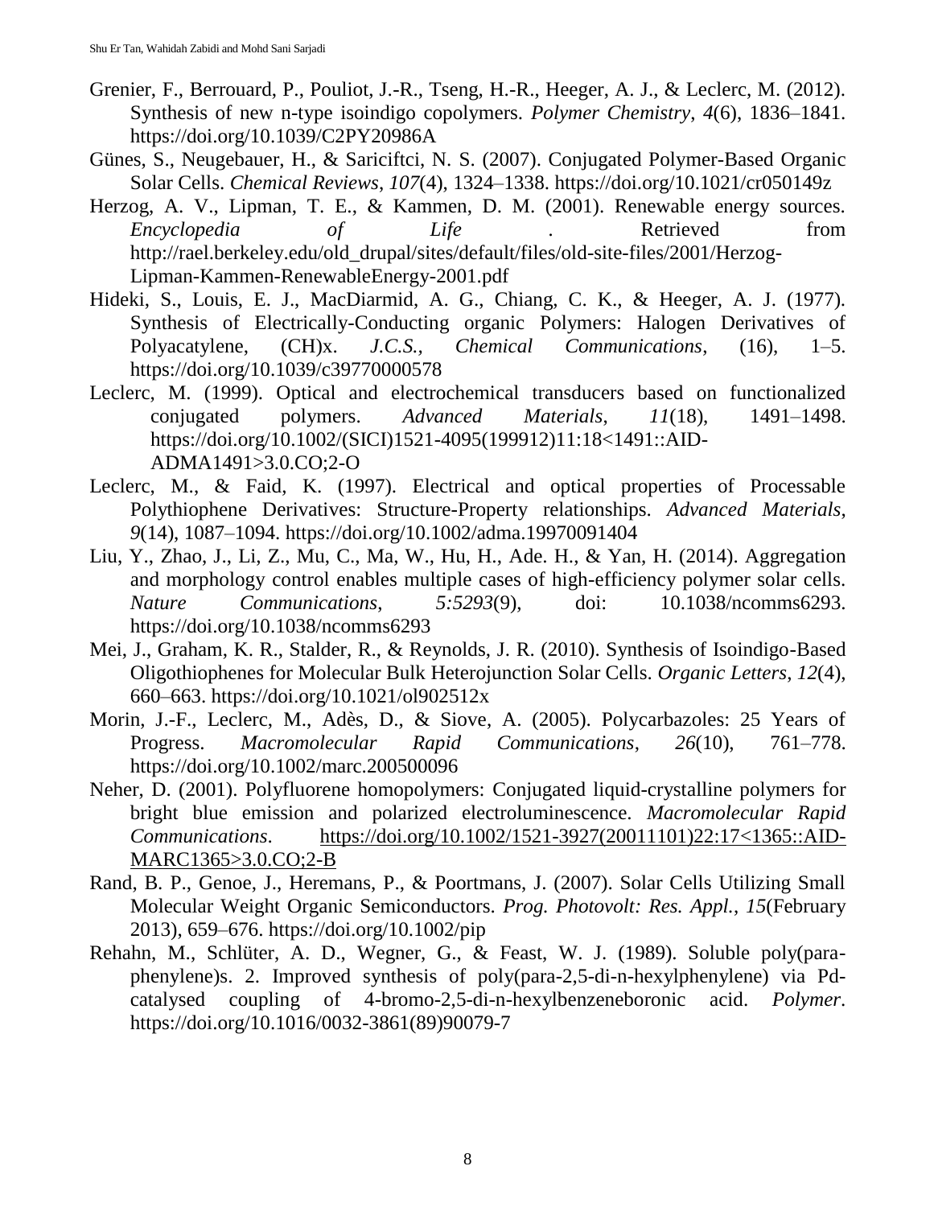Grenier, F., Berrouard, P., Pouliot, J.-R., Tseng, H.-R., Heeger, A. J., & Leclerc, M. (2012). Synthesis of new n-type isoindigo copolymers. *Polymer Chemistry*, *4*(6), 1836–1841. https://doi.org/10.1039/C2PY20986A

Günes, S., Neugebauer, H., & Sariciftci, N. S. (2007). Conjugated Polymer-Based Organic Solar Cells. *Chemical Reviews*, *107*(4), 1324–1338. https://doi.org/10.1021/cr050149z

Herzog, A. V., Lipman, T. E., & Kammen, D. M. (2001). Renewable energy sources. *Encyclopedia of Life*. Retrieved from http://rael.berkeley.edu/old_drupal/sites/default/files/old-site-files/2001/Herzog-Lipman-Kammen-RenewableEnergy-2001.pdf

Hideki, S., Louis, E. J., MacDiarmid, A. G., Chiang, C. K., & Heeger, A. J. (1977). Synthesis of Electrically-Conducting organic Polymers: Halogen Derivatives of Polyacatylene, (CH)x. *J.C.S., Chemical Communications*, (16), 1–5. https://doi.org/10.1039/c39770000578

Leclerc, M. (1999). Optical and electrochemical transducers based on functionalized conjugated polymers. *Advanced Materials*, *11*(18), 1491–1498. https://doi.org/10.1002/(SICI)1521-4095(199912)11:18<1491::AID-ADMA1491>3.0.CO;2-O

Leclerc, M., & Faid, K. (1997). Electrical and optical properties of Processable Polythiophene Derivatives: Structure-Property relationships. *Advanced Materials*, *9*(14), 1087–1094. https://doi.org/10.1002/adma.19970091404

Liu, Y., Zhao, J., Li, Z., Mu, C., Ma, W., Hu, H., Ade. H., & Yan, H. (2014). Aggregation and morphology control enables multiple cases of high-efficiency polymer solar cells. *Nature Communications*, *5:5293*(9), doi: 10.1038/ncomms6293. https://doi.org/10.1038/ncomms6293

Mei, J., Graham, K. R., Stalder, R., & Reynolds, J. R. (2010). Synthesis of Isoindigo-Based Oligothiophenes for Molecular Bulk Heterojunction Solar Cells. *Organic Letters*, *12*(4), 660–663. https://doi.org/10.1021/ol902512x

Morin, J.-F., Leclerc, M., Adès, D., & Siove, A. (2005). Polycarbazoles: 25 Years of Progress. *Macromolecular Rapid Communications*, *26*(10), 761–778. https://doi.org/10.1002/marc.200500096

Neher, D. (2001). Polyfluorene homopolymers: Conjugated liquid-crystalline polymers for bright blue emission and polarized electroluminescence. *Macromolecular Rapid Communications*. https://doi.org/10.1002/1521-3927(20011101)22:17<1365::AID-MARC1365>3.0.CO;2-B

Rand, B. P., Genoe, J., Heremans, P., & Poortmans, J. (2007). Solar Cells Utilizing Small Molecular Weight Organic Semiconductors. *Prog. Photovolt: Res. Appl.*, *15*(February 2013), 659–676. https://doi.org/10.1002/pip

Rehahn, M., Schlüter, A. D., Wegner, G., & Feast, W. J. (1989). Soluble poly(para-phenylene)s. 2. Improved synthesis of poly(para-2,5-di-n-hexylphenylene) via Pd-catalysed coupling of 4-bromo-2,5-di-n-hexylbenzeneboronic acid. *Polymer*. https://doi.org/10.1016/0032-3861(89)90079-7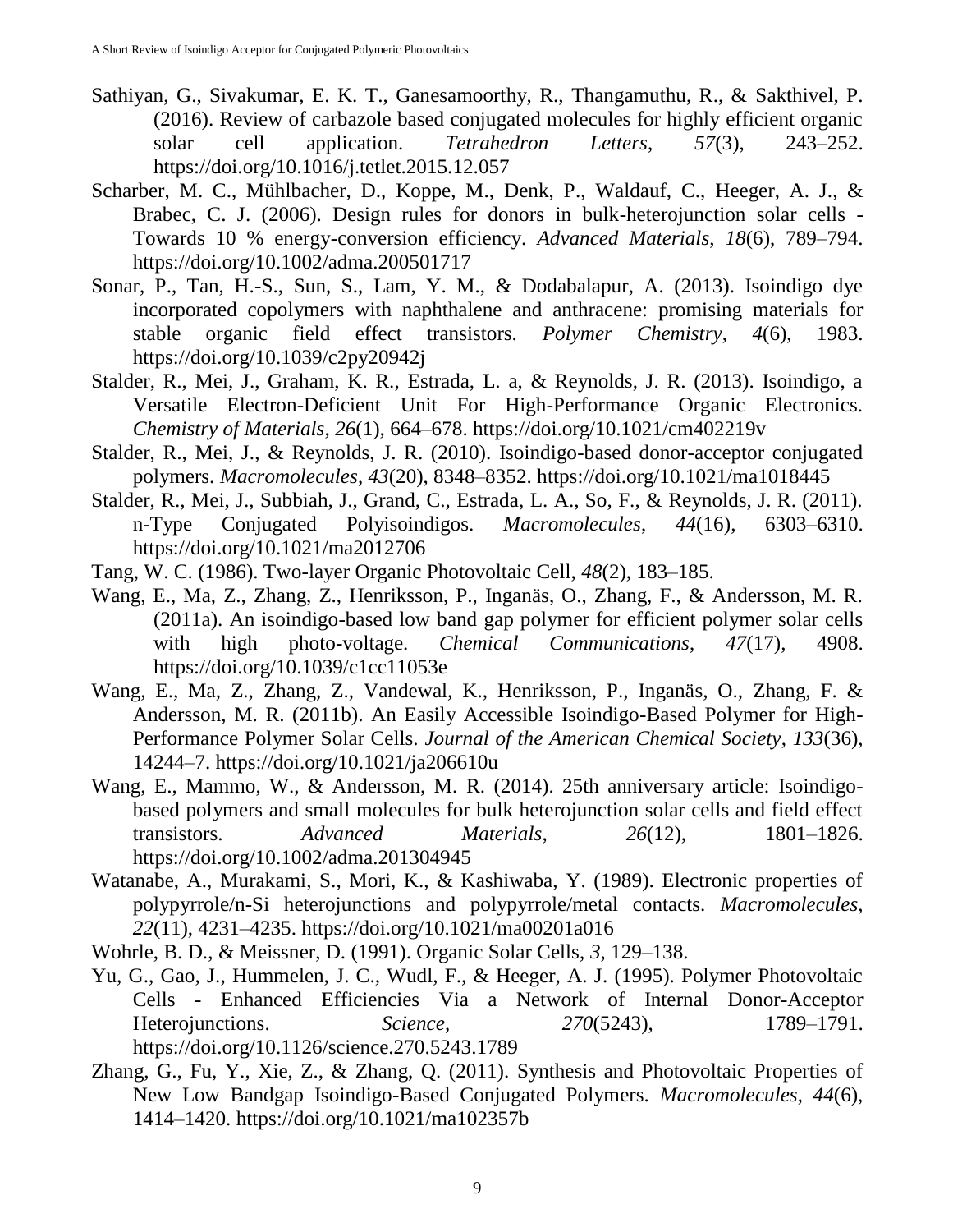Sathiyan, G., Sivakumar, E. K. T., Ganesamoorthy, R., Thangamuthu, R., & Sakthivel, P. (2016). Review of carbazole based conjugated molecules for highly efficient organic solar cell application. *Tetrahedron Letters*, *57*(3), 243–252. https://doi.org/10.1016/j.tetlet.2015.12.057

Scharber, M. C., Mühlbacher, D., Koppe, M., Denk, P., Waldauf, C., Heeger, A. J., & Brabec, C. J. (2006). Design rules for donors in bulk-heterojunction solar cells - Towards 10 % energy-conversion efficiency. *Advanced Materials*, *18*(6), 789–794. https://doi.org/10.1002/adma.200501717

Sonar, P., Tan, H.-S., Sun, S., Lam, Y. M., & Dodabalapur, A. (2013). Isoindigo dye incorporated copolymers with naphthalene and anthracene: promising materials for stable organic field effect transistors. *Polymer Chemistry*, *4*(6), 1983. https://doi.org/10.1039/c2py20942j

Stalder, R., Mei, J., Graham, K. R., Estrada, L. a, & Reynolds, J. R. (2013). Isoindigo, a Versatile Electron-Deficient Unit For High-Performance Organic Electronics. *Chemistry of Materials*, *26*(1), 664–678. https://doi.org/10.1021/cm402219v

Stalder, R., Mei, J., & Reynolds, J. R. (2010). Isoindigo-based donor-acceptor conjugated polymers. *Macromolecules*, *43*(20), 8348–8352. https://doi.org/10.1021/ma1018445

Stalder, R., Mei, J., Subbiah, J., Grand, C., Estrada, L. A., So, F., & Reynolds, J. R. (2011). n-Type Conjugated Polyisoindigos. *Macromolecules*, *44*(16), 6303–6310. https://doi.org/10.1021/ma2012706

Tang, W. C. (1986). Two-layer Organic Photovoltaic Cell, *48*(2), 183–185.

Wang, E., Ma, Z., Zhang, Z., Henriksson, P., Inganäs, O., Zhang, F., & Andersson, M. R. (2011a). An isoindigo-based low band gap polymer for efficient polymer solar cells with high photo-voltage. *Chemical Communications*, *47*(17), 4908. https://doi.org/10.1039/c1cc11053e

Wang, E., Ma, Z., Zhang, Z., Vandewal, K., Henriksson, P., Inganäs, O., Zhang, F. & Andersson, M. R. (2011b). An Easily Accessible Isoindigo-Based Polymer for High-Performance Polymer Solar Cells. *Journal of the American Chemical Society*, *133*(36), 14244–7. https://doi.org/10.1021/ja206610u

Wang, E., Mammo, W., & Andersson, M. R. (2014). 25th anniversary article: Isoindigo-based polymers and small molecules for bulk heterojunction solar cells and field effect transistors. *Advanced Materials*, *26*(12), 1801–1826. https://doi.org/10.1002/adma.201304945

Watanabe, A., Murakami, S., Mori, K., & Kashiwaba, Y. (1989). Electronic properties of polypyrrole/n-Si heterojunctions and polypyrrole/metal contacts. *Macromolecules*, *22*(11), 4231–4235. https://doi.org/10.1021/ma00201a016

Wohrle, B. D., & Meissner, D. (1991). Organic Solar Cells, *3*, 129–138.

Yu, G., Gao, J., Hummelen, J. C., Wudl, F., & Heeger, A. J. (1995). Polymer Photovoltaic Cells - Enhanced Efficiencies Via a Network of Internal Donor-Acceptor Heterojunctions. *Science*, *270*(5243), 1789–1791. https://doi.org/10.1126/science.270.5243.1789

Zhang, G., Fu, Y., Xie, Z., & Zhang, Q. (2011). Synthesis and Photovoltaic Properties of New Low Bandgap Isoindigo-Based Conjugated Polymers. *Macromolecules*, *44*(6), 1414–1420. https://doi.org/10.1021/ma102357b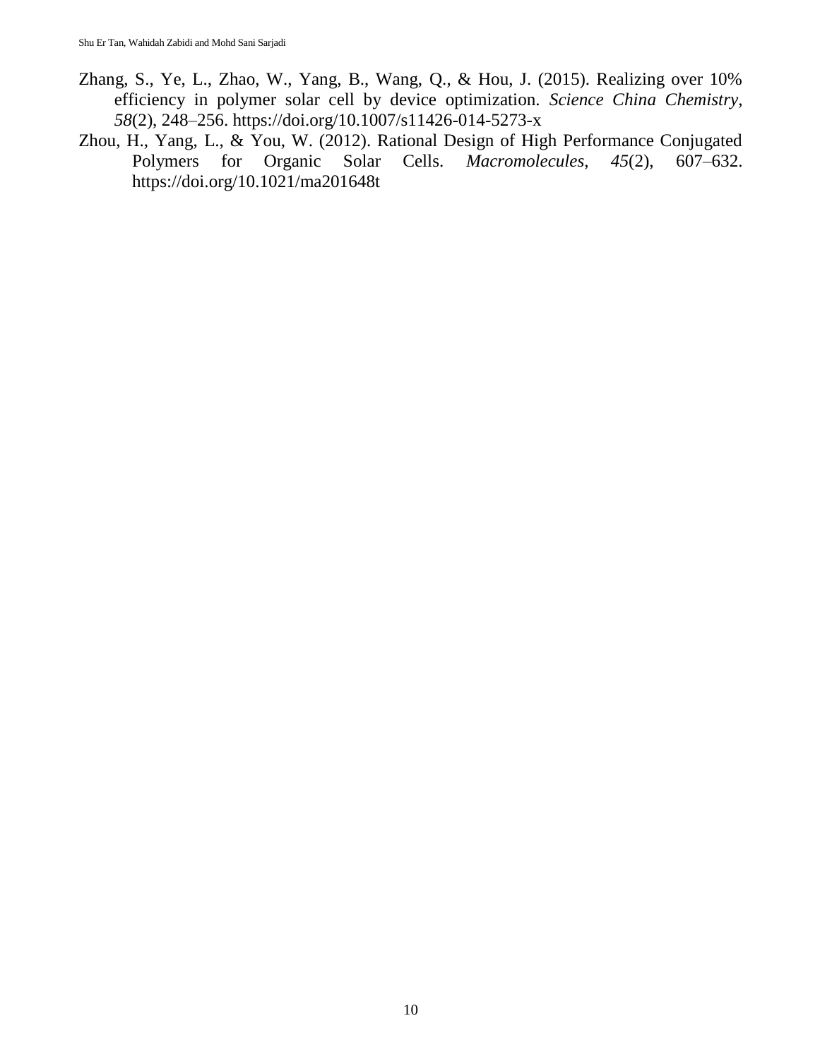Zhang, S., Ye, L., Zhao, W., Yang, B., Wang, Q., & Hou, J. (2015). Realizing over 10% efficiency in polymer solar cell by device optimization. *Science China Chemistry*, *58*(2), 248–256. https://doi.org/10.1007/s11426-014-5273-x

Zhou, H., Yang, L., & You, W. (2012). Rational Design of High Performance Conjugated Polymers for Organic Solar Cells. *Macromolecules*, *45*(2), 607–632. https://doi.org/10.1021/ma201648t